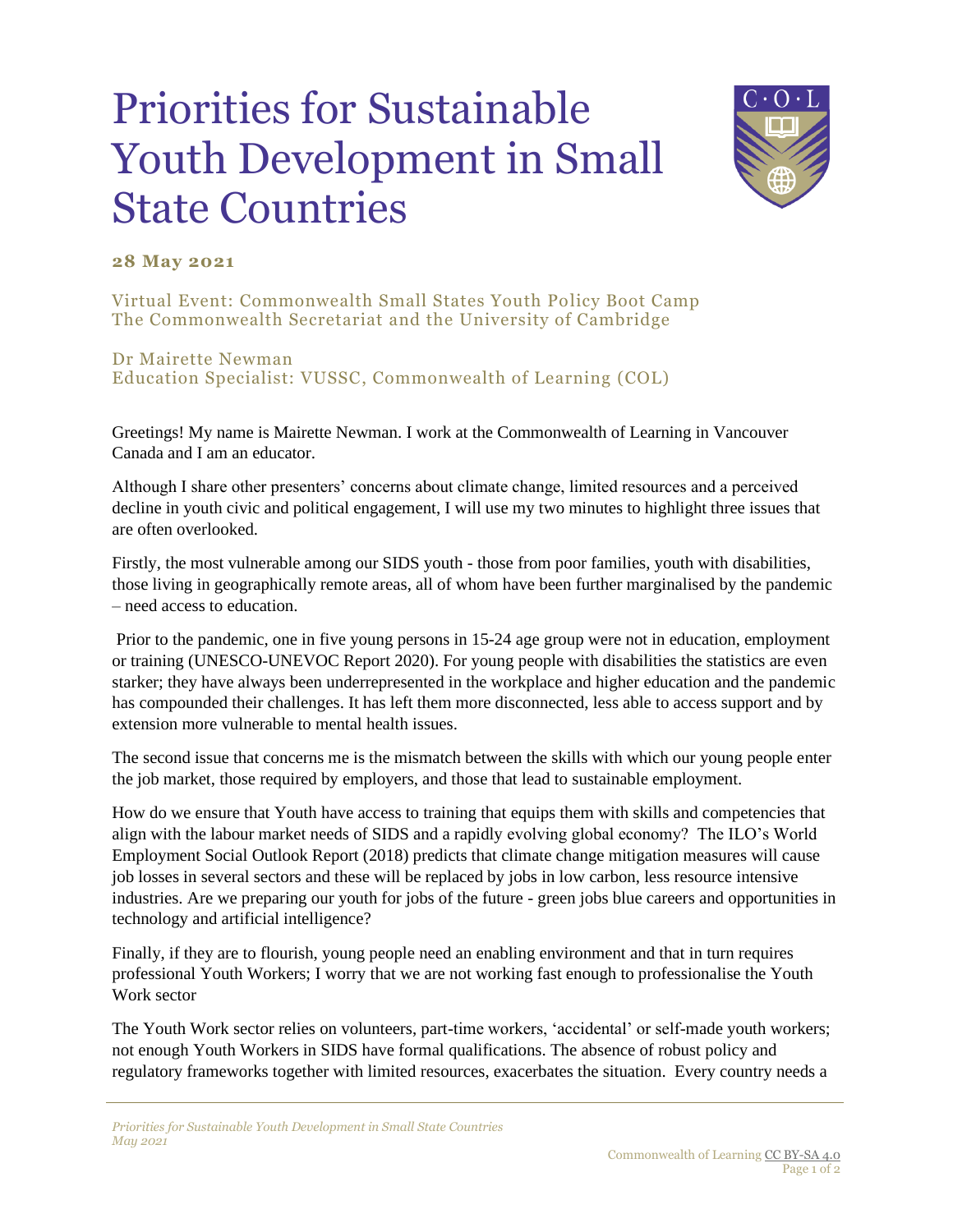# Priorities for Sustainable Youth Development in Small State Countries

**28 May 2021**

Virtual Event: Commonwealth Small States Youth Policy Boot Camp
The Commonwealth Secretariat and the University of Cambridge

Dr Mairette Newman
Education Specialist: VUSSC, Commonwealth of Learning (COL)

Greetings! My name is Mairette Newman. I work at the Commonwealth of Learning in Vancouver Canada and I am an educator.

Although I share other presenters' concerns about climate change, limited resources and a perceived decline in youth civic and political engagement, I will use my two minutes to highlight three issues that are often overlooked.

Firstly, the most vulnerable among our SIDS youth - those from poor families, youth with disabilities, those living in geographically remote areas, all of whom have been further marginalised by the pandemic – need access to education.

Prior to the pandemic, one in five young persons in 15-24 age group were not in education, employment or training (UNESCO-UNEVOC Report 2020). For young people with disabilities the statistics are even starker; they have always been underrepresented in the workplace and higher education and the pandemic has compounded their challenges. It has left them more disconnected, less able to access support and by extension more vulnerable to mental health issues.

The second issue that concerns me is the mismatch between the skills with which our young people enter the job market, those required by employers, and those that lead to sustainable employment.

How do we ensure that Youth have access to training that equips them with skills and competencies that align with the labour market needs of SIDS and a rapidly evolving global economy? The ILO's World Employment Social Outlook Report (2018) predicts that climate change mitigation measures will cause job losses in several sectors and these will be replaced by jobs in low carbon, less resource intensive industries. Are we preparing our youth for jobs of the future - green jobs blue careers and opportunities in technology and artificial intelligence?

Finally, if they are to flourish, young people need an enabling environment and that in turn requires professional Youth Workers; I worry that we are not working fast enough to professionalise the Youth Work sector

The Youth Work sector relies on volunteers, part-time workers, 'accidental' or self-made youth workers; not enough Youth Workers in SIDS have formal qualifications. The absence of robust policy and regulatory frameworks together with limited resources, exacerbates the situation. Every country needs a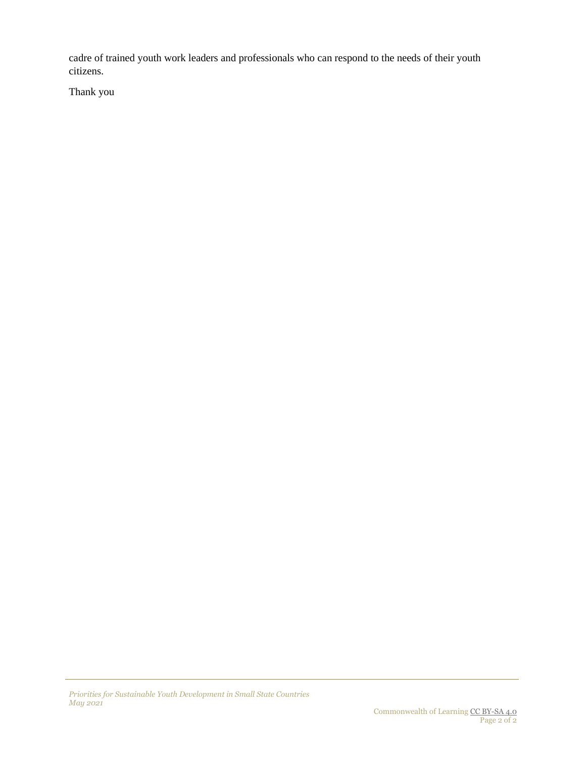cadre of trained youth work leaders and professionals who can respond to the needs of their youth citizens.

Thank you